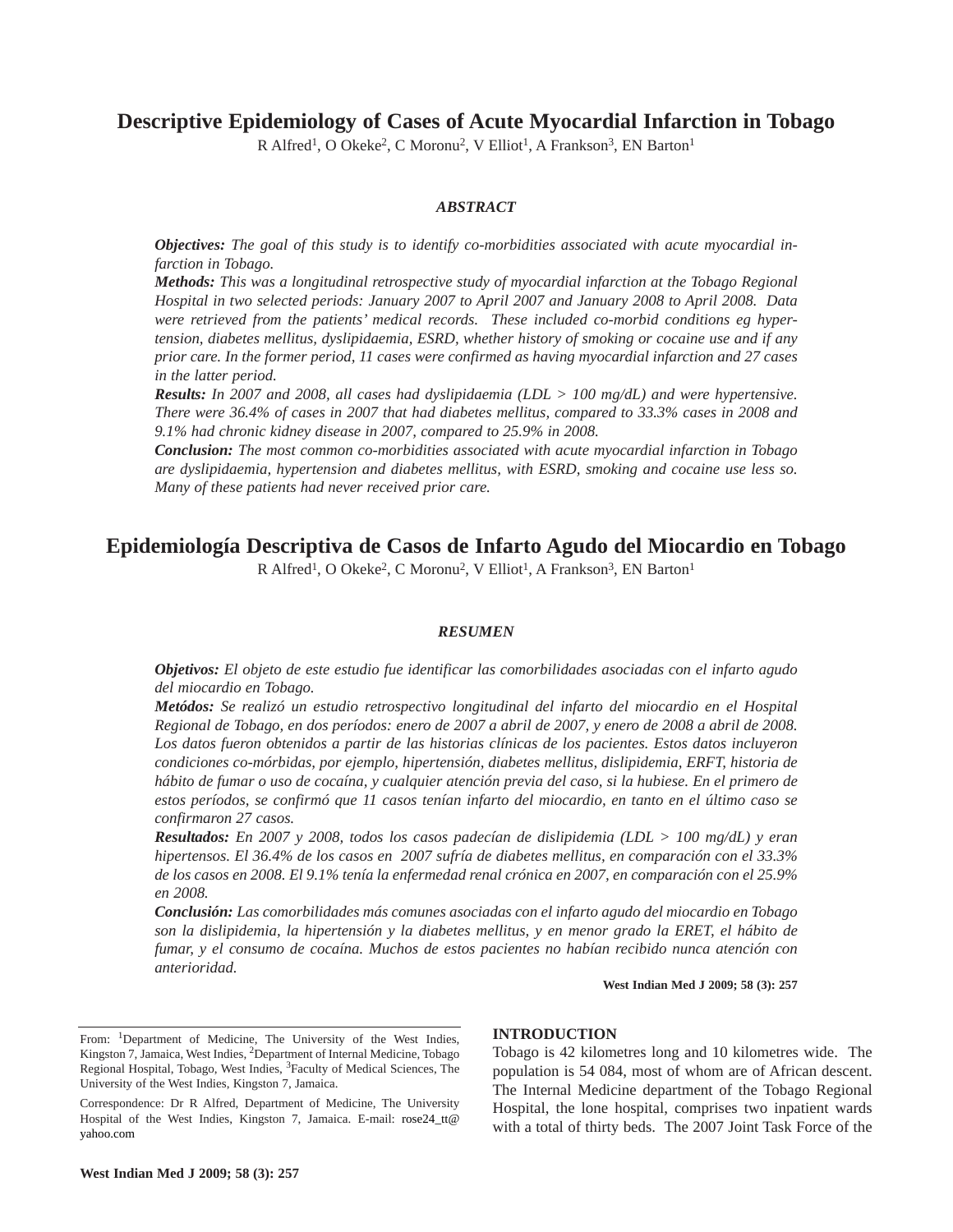# Descriptive Epidemiology of Cases of Acute Myocardial Infarction in Tobago

R Alfred[1], O Okeke[2], C Moronu[2], V Elliot[1], A Frankson[3], EN Barton[1]

### *ABSTRACT*

***Objectives:*** *The goal of this study is to identify co-morbidities associated with acute myocardial infarction in Tobago.*

***Methods:*** *This was a longitudinal retrospective study of myocardial infarction at the Tobago Regional Hospital in two selected periods: January 2007 to April 2007 and January 2008 to April 2008. Data were retrieved from the patients' medical records. These included co-morbid conditions eg hypertension, diabetes mellitus, dyslipidaemia, ESRD, whether history of smoking or cocaine use and if any prior care. In the former period, 11 cases were confirmed as having myocardial infarction and 27 cases in the latter period.*

***Results:*** *In 2007 and 2008, all cases had dyslipidaemia (LDL > 100 mg/dL) and were hypertensive. There were 36.4% of cases in 2007 that had diabetes mellitus, compared to 33.3% cases in 2008 and 9.1% had chronic kidney disease in 2007, compared to 25.9% in 2008.*

***Conclusion:*** *The most common co-morbidities associated with acute myocardial infarction in Tobago are dyslipidaemia, hypertension and diabetes mellitus, with ESRD, smoking and cocaine use less so. Many of these patients had never received prior care.*

# Epidemiología Descriptiva de Casos de Infarto Agudo del Miocardio en Tobago

R Alfred[1], O Okeke[2], C Moronu[2], V Elliot[1], A Frankson[3], EN Barton[1]

### *RESUMEN*

***Objetivos:*** *El objeto de este estudio fue identificar las comorbilidades asociadas con el infarto agudo del miocardio en Tobago.*

***Metódos:*** *Se realizó un estudio retrospectivo longitudinal del infarto del miocardio en el Hospital Regional de Tobago, en dos períodos: enero de 2007 a abril de 2007, y enero de 2008 a abril de 2008. Los datos fueron obtenidos a partir de las historias clínicas de los pacientes. Estos datos incluyeron condiciones co-mórbidas, por ejemplo, hipertensión, diabetes mellitus, dislipidemia, ERFT, historia de hábito de fumar o uso de cocaína, y cualquier atención previa del caso, si la hubiese. En el primero de estos períodos, se confirmó que 11 casos tenían infarto del miocardio, en tanto en el último caso se confirmaron 27 casos.*

***Resultados:*** *En 2007 y 2008, todos los casos padecían de dislipidemia (LDL > 100 mg/dL) y eran hipertensos. El 36.4% de los casos en 2007 sufría de diabetes mellitus, en comparación con el 33.3% de los casos en 2008. El 9.1% tenía la enfermedad renal crónica en 2007, en comparación con el 25.9% en 2008.*

***Conclusión:*** *Las comorbilidades más comunes asociadas con el infarto agudo del miocardio en Tobago son la dislipidemia, la hipertensión y la diabetes mellitus, y en menor grado la ERET, el hábito de fumar, y el consumo de cocaína. Muchos de estos pacientes no habían recibido nunca atención con anterioridad.*

**West Indian Med J 2009; 58 (3): 257**

From: [1]Department of Medicine, The University of the West Indies, Kingston 7, Jamaica, West Indies, [2]Department of Internal Medicine, Tobago Regional Hospital, Tobago, West Indies, [3]Faculty of Medical Sciences, The University of the West Indies, Kingston 7, Jamaica.

Correspondence: Dr R Alfred, Department of Medicine, The University Hospital of the West Indies, Kingston 7, Jamaica. E-mail: rose24_tt@yahoo.com

## INTRODUCTION

Tobago is 42 kilometres long and 10 kilometres wide. The population is 54 084, most of whom are of African descent. The Internal Medicine department of the Tobago Regional Hospital, the lone hospital, comprises two inpatient wards with a total of thirty beds. The 2007 Joint Task Force of the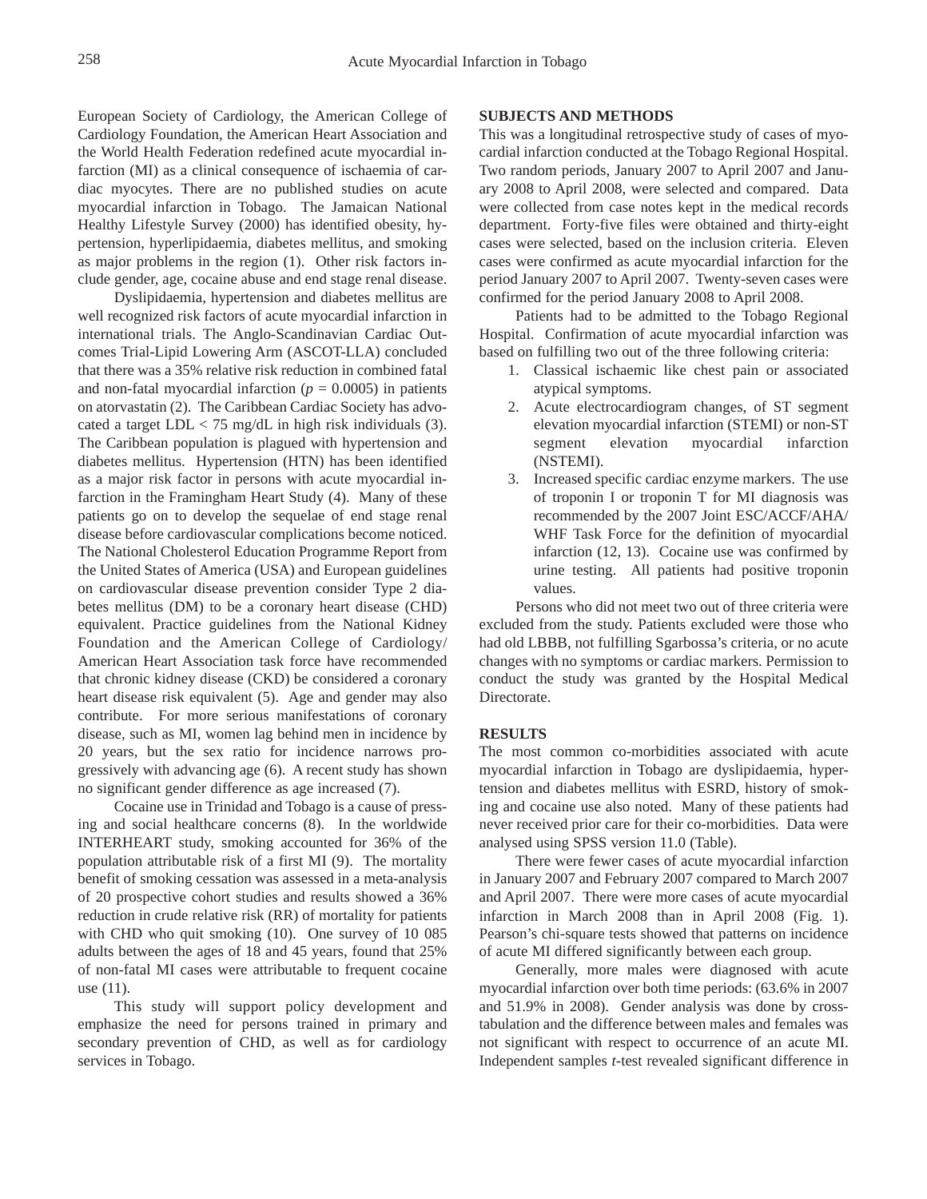European Society of Cardiology, the American College of Cardiology Foundation, the American Heart Association and the World Health Federation redefined acute myocardial infarction (MI) as a clinical consequence of ischaemia of cardiac myocytes. There are no published studies on acute myocardial infarction in Tobago. The Jamaican National Healthy Lifestyle Survey (2000) has identified obesity, hypertension, hyperlipidaemia, diabetes mellitus, and smoking as major problems in the region (1). Other risk factors include gender, age, cocaine abuse and end stage renal disease.

Dyslipidaemia, hypertension and diabetes mellitus are well recognized risk factors of acute myocardial infarction in international trials. The Anglo-Scandinavian Cardiac Outcomes Trial-Lipid Lowering Arm (ASCOT-LLA) concluded that there was a 35% relative risk reduction in combined fatal and non-fatal myocardial infarction ($p = 0.0005$) in patients on atorvastatin (2). The Caribbean Cardiac Society has advocated a target LDL < 75 mg/dL in high risk individuals (3). The Caribbean population is plagued with hypertension and diabetes mellitus. Hypertension (HTN) has been identified as a major risk factor in persons with acute myocardial infarction in the Framingham Heart Study (4). Many of these patients go on to develop the sequelae of end stage renal disease before cardiovascular complications become noticed. The National Cholesterol Education Programme Report from the United States of America (USA) and European guidelines on cardiovascular disease prevention consider Type 2 diabetes mellitus (DM) to be a coronary heart disease (CHD) equivalent. Practice guidelines from the National Kidney Foundation and the American College of Cardiology/ American Heart Association task force have recommended that chronic kidney disease (CKD) be considered a coronary heart disease risk equivalent (5). Age and gender may also contribute. For more serious manifestations of coronary disease, such as MI, women lag behind men in incidence by 20 years, but the sex ratio for incidence narrows progressively with advancing age (6). A recent study has shown no significant gender difference as age increased (7).

Cocaine use in Trinidad and Tobago is a cause of pressing and social healthcare concerns (8). In the worldwide INTERHEART study, smoking accounted for 36% of the population attributable risk of a first MI (9). The mortality benefit of smoking cessation was assessed in a meta-analysis of 20 prospective cohort studies and results showed a 36% reduction in crude relative risk (RR) of mortality for patients with CHD who quit smoking (10). One survey of 10 085 adults between the ages of 18 and 45 years, found that 25% of non-fatal MI cases were attributable to frequent cocaine use (11).

This study will support policy development and emphasize the need for persons trained in primary and secondary prevention of CHD, as well as for cardiology services in Tobago.

## SUBJECTS AND METHODS

This was a longitudinal retrospective study of cases of myocardial infarction conducted at the Tobago Regional Hospital. Two random periods, January 2007 to April 2007 and January 2008 to April 2008, were selected and compared. Data were collected from case notes kept in the medical records department. Forty-five files were obtained and thirty-eight cases were selected, based on the inclusion criteria. Eleven cases were confirmed as acute myocardial infarction for the period January 2007 to April 2007. Twenty-seven cases were confirmed for the period January 2008 to April 2008.

Patients had to be admitted to the Tobago Regional Hospital. Confirmation of acute myocardial infarction was based on fulfilling two out of the three following criteria:

1. Classical ischaemic like chest pain or associated atypical symptoms.
2. Acute electrocardiogram changes, of ST segment elevation myocardial infarction (STEMI) or non-ST segment elevation myocardial infarction (NSTEMI).
3. Increased specific cardiac enzyme markers. The use of troponin I or troponin T for MI diagnosis was recommended by the 2007 Joint ESC/ACCF/AHA/ WHF Task Force for the definition of myocardial infarction (12, 13). Cocaine use was confirmed by urine testing. All patients had positive troponin values.

Persons who did not meet two out of three criteria were excluded from the study. Patients excluded were those who had old LBBB, not fulfilling Sgarbossa's criteria, or no acute changes with no symptoms or cardiac markers. Permission to conduct the study was granted by the Hospital Medical Directorate.

## RESULTS

The most common co-morbidities associated with acute myocardial infarction in Tobago are dyslipidaemia, hypertension and diabetes mellitus with ESRD, history of smoking and cocaine use also noted. Many of these patients had never received prior care for their co-morbidities. Data were analysed using SPSS version 11.0 (Table).

There were fewer cases of acute myocardial infarction in January 2007 and February 2007 compared to March 2007 and April 2007. There were more cases of acute myocardial infarction in March 2008 than in April 2008 (Fig. 1). Pearson's chi-square tests showed that patterns on incidence of acute MI differed significantly between each group.

Generally, more males were diagnosed with acute myocardial infarction over both time periods: (63.6% in 2007 and 51.9% in 2008). Gender analysis was done by cross-tabulation and the difference between males and females was not significant with respect to occurrence of an acute MI. Independent samples *t*-test revealed significant difference in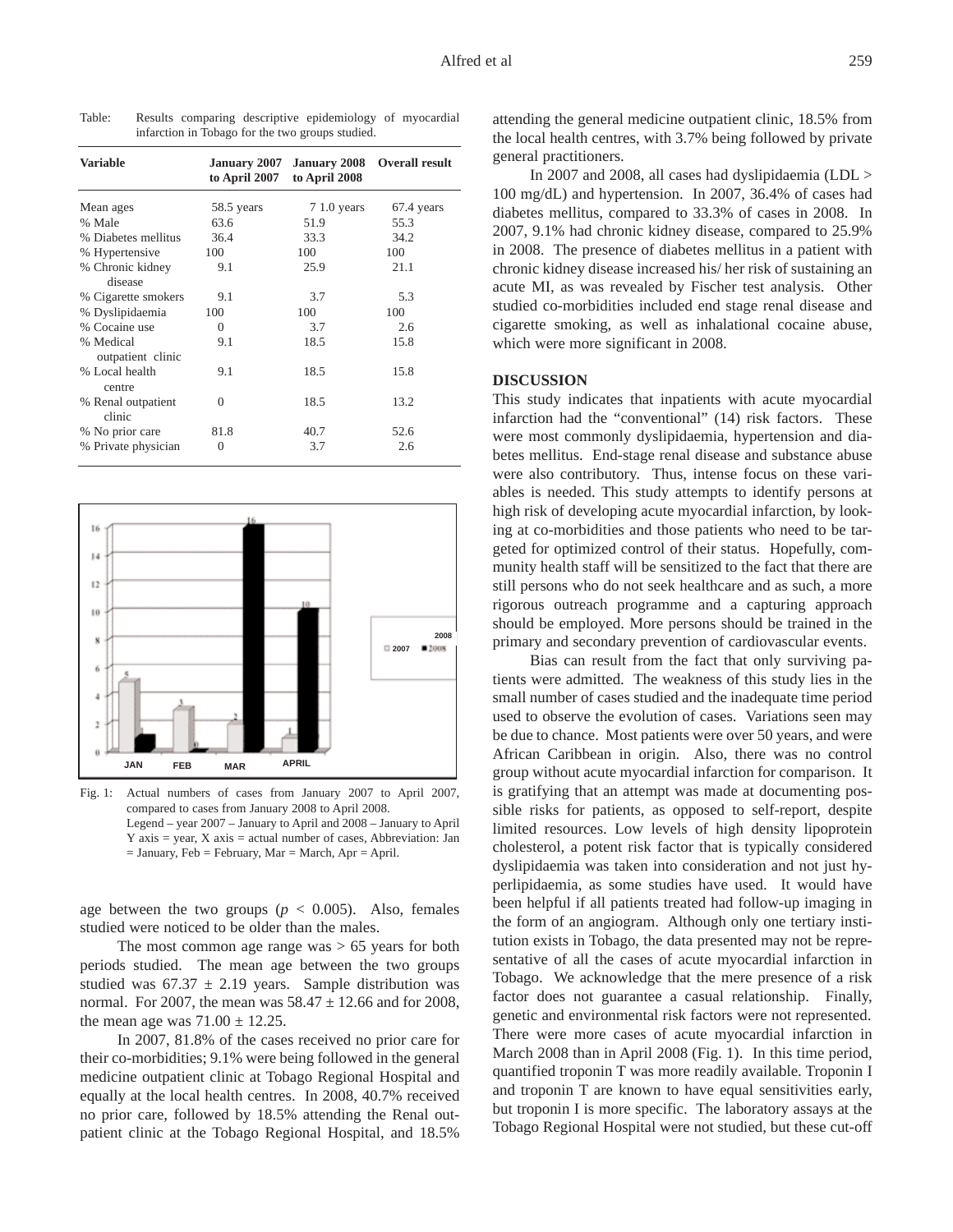Table: Results comparing descriptive epidemiology of myocardial infarction in Tobago for the two groups studied.

| Variable | January 2007 to April 2007 | January 2008 to April 2008 | Overall result |
|---|---|---|---|
| Mean ages | 58.5 years | 7 1.0 years | 67.4 years |
| % Male | 63.6 | 51.9 | 55.3 |
| % Diabetes mellitus | 36.4 | 33.3 | 34.2 |
| % Hypertensive | 100 | 100 | 100 |
| % Chronic kidney disease | 9.1 | 25.9 | 21.1 |
| % Cigarette smokers | 9.1 | 3.7 | 5.3 |
| % Dyslipidaemia | 100 | 100 | 100 |
| % Cocaine use | 0 | 3.7 | 2.6 |
| % Medical outpatient clinic | 9.1 | 18.5 | 15.8 |
| % Local health centre | 9.1 | 18.5 | 15.8 |
| % Renal outpatient clinic | 0 | 18.5 | 13.2 |
| % No prior care | 81.8 | 40.7 | 52.6 |
| % Private physician | 0 | 3.7 | 2.6 |

Fig. 1: Actual numbers of cases from January 2007 to April 2007, compared to cases from January 2008 to April 2008.
Legend – year 2007 – January to April and 2008 – January to April
Y axis = year, X axis = actual number of cases, Abbreviation: Jan = January, Feb = February, Mar = March, Apr = April.

age between the two groups ($p < 0.005$). Also, females studied were noticed to be older than the males.

The most common age range was > 65 years for both periods studied. The mean age between the two groups studied was $67.37 \pm 2.19$ years. Sample distribution was normal. For 2007, the mean was $58.47 \pm 12.66$ and for 2008, the mean age was $71.00 \pm 12.25$.

In 2007, 81.8% of the cases received no prior care for their co-morbidities; 9.1% were being followed in the general medicine outpatient clinic at Tobago Regional Hospital and equally at the local health centres. In 2008, 40.7% received no prior care, followed by 18.5% attending the Renal outpatient clinic at the Tobago Regional Hospital, and 18.5% attending the general medicine outpatient clinic, 18.5% from the local health centres, with 3.7% being followed by private general practitioners.

In 2007 and 2008, all cases had dyslipidaemia (LDL > 100 mg/dL) and hypertension. In 2007, 36.4% of cases had diabetes mellitus, compared to 33.3% of cases in 2008. In 2007, 9.1% had chronic kidney disease, compared to 25.9% in 2008. The presence of diabetes mellitus in a patient with chronic kidney disease increased his/ her risk of sustaining an acute MI, as was revealed by Fischer test analysis. Other studied co-morbidities included end stage renal disease and cigarette smoking, as well as inhalational cocaine abuse, which were more significant in 2008.

## DISCUSSION

This study indicates that inpatients with acute myocardial infarction had the "conventional" (14) risk factors. These were most commonly dyslipidaemia, hypertension and diabetes mellitus. End-stage renal disease and substance abuse were also contributory. Thus, intense focus on these variables is needed. This study attempts to identify persons at high risk of developing acute myocardial infarction, by looking at co-morbidities and those patients who need to be targeted for optimized control of their status. Hopefully, community health staff will be sensitized to the fact that there are still persons who do not seek healthcare and as such, a more rigorous outreach programme and a capturing approach should be employed. More persons should be trained in the primary and secondary prevention of cardiovascular events.

Bias can result from the fact that only surviving patients were admitted. The weakness of this study lies in the small number of cases studied and the inadequate time period used to observe the evolution of cases. Variations seen may be due to chance. Most patients were over 50 years, and were African Caribbean in origin. Also, there was no control group without acute myocardial infarction for comparison. It is gratifying that an attempt was made at documenting possible risks for patients, as opposed to self-report, despite limited resources. Low levels of high density lipoprotein cholesterol, a potent risk factor that is typically considered dyslipidaemia was taken into consideration and not just hyperlipidaemia, as some studies have used. It would have been helpful if all patients treated had follow-up imaging in the form of an angiogram. Although only one tertiary institution exists in Tobago, the data presented may not be representative of all the cases of acute myocardial infarction in Tobago. We acknowledge that the mere presence of a risk factor does not guarantee a casual relationship. Finally, genetic and environmental risk factors were not represented. There were more cases of acute myocardial infarction in March 2008 than in April 2008 (Fig. 1). In this time period, quantified troponin T was more readily available. Troponin I and troponin T are known to have equal sensitivities early, but troponin I is more specific. The laboratory assays at the Tobago Regional Hospital were not studied, but these cut-off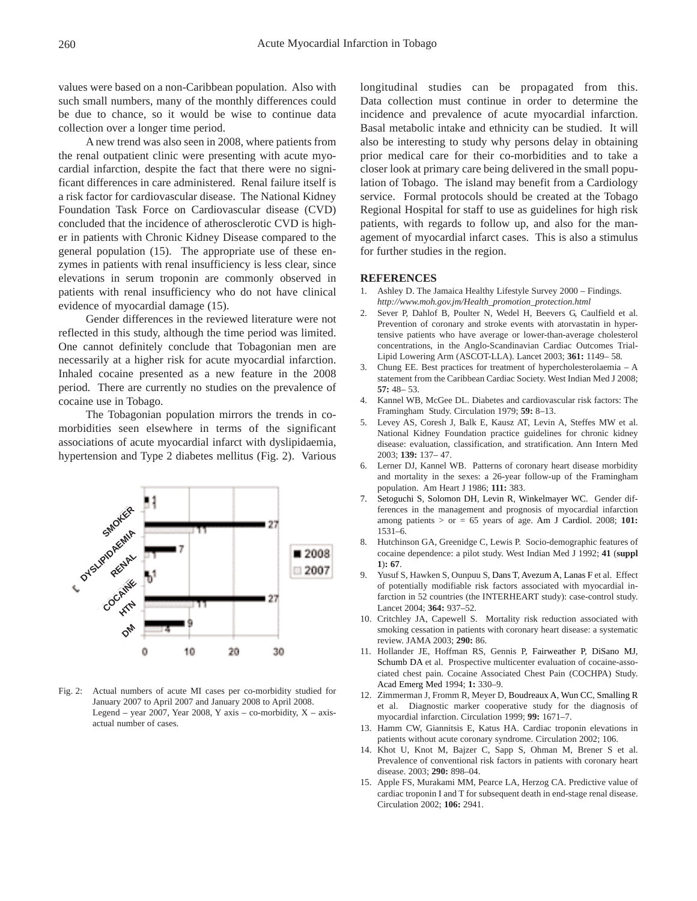values were based on a non-Caribbean population. Also with such small numbers, many of the monthly differences could be due to chance, so it would be wise to continue data collection over a longer time period.

A new trend was also seen in 2008, where patients from the renal outpatient clinic were presenting with acute myocardial infarction, despite the fact that there were no significant differences in care administered. Renal failure itself is a risk factor for cardiovascular disease. The National Kidney Foundation Task Force on Cardiovascular disease (CVD) concluded that the incidence of atherosclerotic CVD is higher in patients with Chronic Kidney Disease compared to the general population (15). The appropriate use of these enzymes in patients with renal insufficiency is less clear, since elevations in serum troponin are commonly observed in patients with renal insufficiency who do not have clinical evidence of myocardial damage (15).

Gender differences in the reviewed literature were not reflected in this study, although the time period was limited. One cannot definitely conclude that Tobagonian men are necessarily at a higher risk for acute myocardial infarction. Inhaled cocaine presented as a new feature in the 2008 period. There are currently no studies on the prevalence of cocaine use in Tobago.

The Tobagonian population mirrors the trends in co-morbidities seen elsewhere in terms of the significant associations of acute myocardial infarct with dyslipidaemia, hypertension and Type 2 diabetes mellitus (Fig. 2). Various

SMOKER
DYSLIPIDAEMIA
RENAL
COCAINE
HTN
DM

1
1
27
11
7
1
1
0
27
11
9
4

0
10
20
30

■ 2008
□ 2007

Fig. 2: Actual numbers of acute MI cases per co-morbidity studied for January 2007 to April 2007 and January 2008 to April 2008. Legend – year 2007, Year 2008, Y axis – co-morbidity, X – axis- actual number of cases.

longitudinal studies can be propagated from this. Data collection must continue in order to determine the incidence and prevalence of acute myocardial infarction. Basal metabolic intake and ethnicity can be studied. It will also be interesting to study why persons delay in obtaining prior medical care for their co-morbidities and to take a closer look at primary care being delivered in the small population of Tobago. The island may benefit from a Cardiology service. Formal protocols should be created at the Tobago Regional Hospital for staff to use as guidelines for high risk patients, with regards to follow up, and also for the management of myocardial infarct cases. This is also a stimulus for further studies in the region.

## REFERENCES

1. Ashley D. The Jamaica Healthy Lifestyle Survey 2000 – Findings. *http://www.moh.gov.jm/Health_promotion_protection.html*
2. Sever P, Dahlof B, Poulter N, Wedel H, Beevers G, Caulfield et al. Prevention of coronary and stroke events with atorvastatin in hypertensive patients who have average or lower-than-average cholesterol concentrations, in the Anglo-Scandinavian Cardiac Outcomes Trial-Lipid Lowering Arm (ASCOT-LLA). Lancet 2003; **361:** 1149– 58.
3. Chung EE. Best practices for treatment of hypercholesterolaemia – A statement from the Caribbean Cardiac Society. West Indian Med J 2008; **57:** 48– 53.
4. Kannel WB, McGee DL. Diabetes and cardiovascular risk factors: The Framingham Study. Circulation 1979; **59:** 8–13.
5. Levey AS, Coresh J, Balk E, Kausz AT, Levin A, Steffes MW et al. National Kidney Foundation practice guidelines for chronic kidney disease: evaluation, classification, and stratification. Ann Intern Med 2003; **139:** 137– 47.
6. Lerner DJ, Kannel WB. Patterns of coronary heart disease morbidity and mortality in the sexes: a 26-year follow-up of the Framingham population. Am Heart J 1986; **111:** 383.
7. Setoguchi S, Solomon DH, Levin R, Winkelmayer WC. Gender differences in the management and prognosis of myocardial infarction among patients > or = 65 years of age. Am J Cardiol. 2008; **101:** 1531–6.
8. Hutchinson GA, Greenidge C, Lewis P. Socio-demographic features of cocaine dependence: a pilot study. West Indian Med J 1992; **41** (**suppl 1**)**: 67**.
9. Yusuf S, Hawken S, Ounpuu S, Dans T, Avezum A, Lanas F et al. Effect of potentially modifiable risk factors associated with myocardial infarction in 52 countries (the INTERHEART study): case-control study. Lancet 2004; **364:** 937–52.
10. Critchley JA, Capewell S. Mortality risk reduction associated with smoking cessation in patients with coronary heart disease: a systematic review. JAMA 2003; **290:** 86.
11. Hollander JE, Hoffman RS, Gennis P, Fairweather P, DiSano MJ, Schumb DA et al. Prospective multicenter evaluation of cocaine-associated chest pain. Cocaine Associated Chest Pain (COCHPA) Study. Acad Emerg Med 1994; **1:** 330–9.
12. Zimmerman J, Fromm R, Meyer D, Boudreaux A, Wun CC, Smalling R et al. Diagnostic marker cooperative study for the diagnosis of myocardial infarction. Circulation 1999; **99:** 1671–7.
13. Hamm CW, Giannitsis E, Katus HA. Cardiac troponin elevations in patients without acute coronary syndrome. Circulation 2002; 106.
14. Khot U, Knot M, Bajzer C, Sapp S, Ohman M, Brener S et al. Prevalence of conventional risk factors in patients with coronary heart disease. 2003; **290:** 898–04.
15. Apple FS, Murakami MM, Pearce LA, Herzog CA. Predictive value of cardiac troponin I and T for subsequent death in end-stage renal disease. Circulation 2002; **106:** 2941.